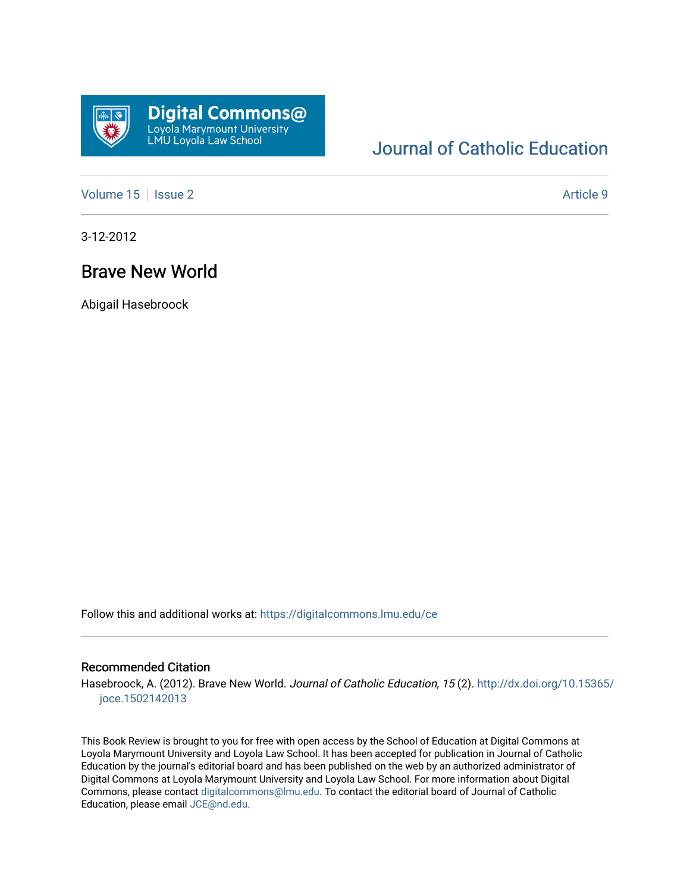Digital Commons@ Loyola Marymount University LMU Loyola Law School

Journal of Catholic Education

Volume 15 | Issue 2 | Article 9

3-12-2012

# Brave New World

Abigail Hasebroock

Follow this and additional works at: https://digitalcommons.lmu.edu/ce

## Recommended Citation

Hasebroock, A. (2012). Brave New World. *Journal of Catholic Education, 15* (2). http://dx.doi.org/10.15365/joce.1502142013

This Book Review is brought to you for free with open access by the School of Education at Digital Commons at Loyola Marymount University and Loyola Law School. It has been accepted for publication in Journal of Catholic Education by the journal's editorial board and has been published on the web by an authorized administrator of Digital Commons at Loyola Marymount University and Loyola Law School. For more information about Digital Commons, please contact digitalcommons@lmu.edu. To contact the editorial board of Journal of Catholic Education, please email JCE@nd.edu.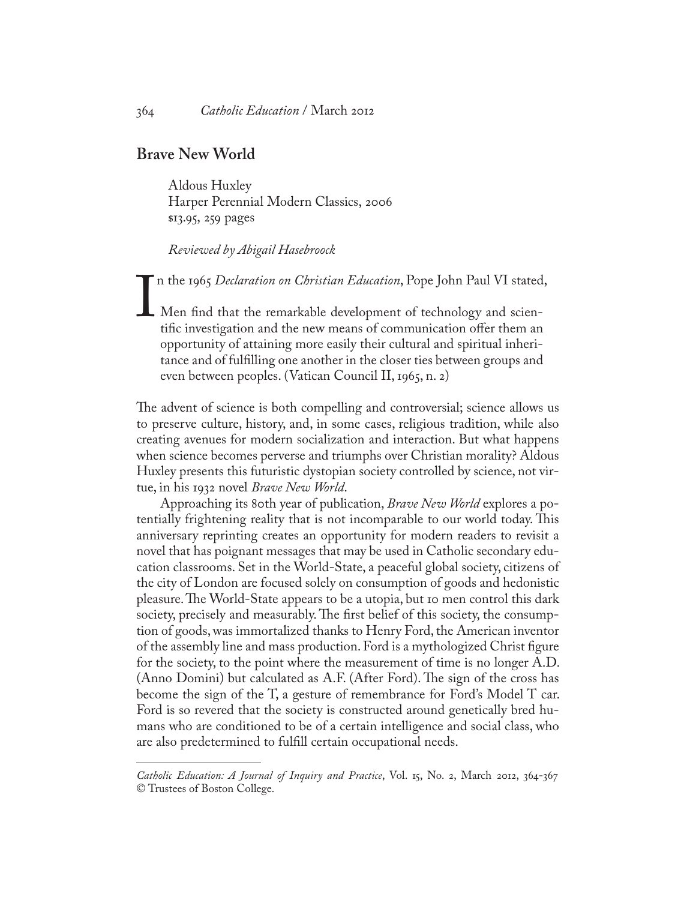## Brave New World

Aldous Huxley
Harper Perennial Modern Classics, 2006
$13.95, 259 pages

*Reviewed by Abigail Hasebroock*

In the 1965 *Declaration on Christian Education*, Pope John Paul VI stated,

> Men find that the remarkable development of technology and scientific investigation and the new means of communication offer them an opportunity of attaining more easily their cultural and spiritual inheritance and of fulfilling one another in the closer ties between groups and even between peoples. (Vatican Council II, 1965, n. 2)

The advent of science is both compelling and controversial; science allows us to preserve culture, history, and, in some cases, religious tradition, while also creating avenues for modern socialization and interaction. But what happens when science becomes perverse and triumphs over Christian morality? Aldous Huxley presents this futuristic dystopian society controlled by science, not virtue, in his 1932 novel *Brave New World*.

Approaching its 80th year of publication, *Brave New World* explores a potentially frightening reality that is not incomparable to our world today. This anniversary reprinting creates an opportunity for modern readers to revisit a novel that has poignant messages that may be used in Catholic secondary education classrooms. Set in the World-State, a peaceful global society, citizens of the city of London are focused solely on consumption of goods and hedonistic pleasure. The World-State appears to be a utopia, but 10 men control this dark society, precisely and measurably. The first belief of this society, the consumption of goods, was immortalized thanks to Henry Ford, the American inventor of the assembly line and mass production. Ford is a mythologized Christ figure for the society, to the point where the measurement of time is no longer A.D. (Anno Domini) but calculated as A.F. (After Ford). The sign of the cross has become the sign of the T, a gesture of remembrance for Ford's Model T car. Ford is so revered that the society is constructed around genetically bred humans who are conditioned to be of a certain intelligence and social class, who are also predetermined to fulfill certain occupational needs.

*Catholic Education: A Journal of Inquiry and Practice*, Vol. 15, No. 2, March 2012, 364-367
© Trustees of Boston College.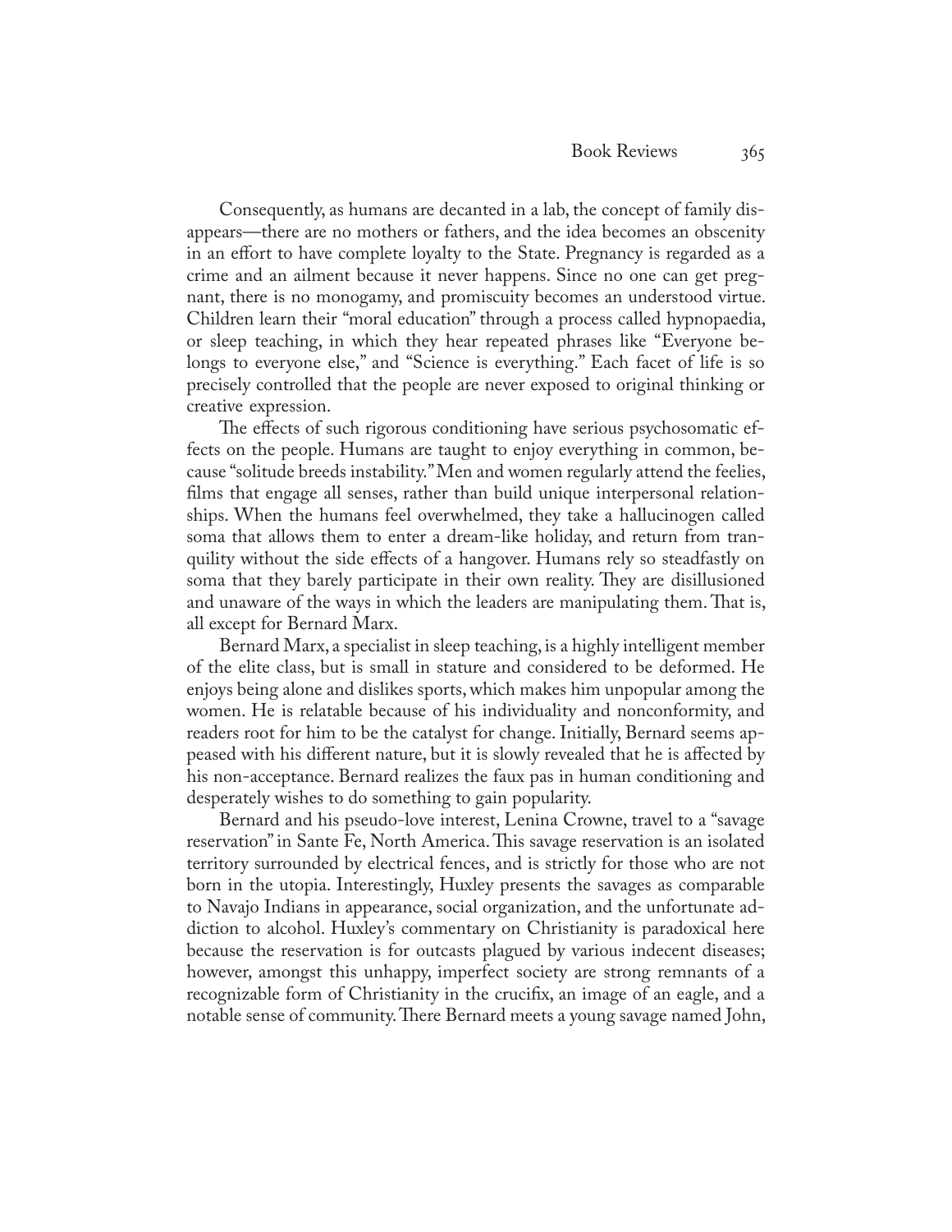Consequently, as humans are decanted in a lab, the concept of family disappears—there are no mothers or fathers, and the idea becomes an obscenity in an effort to have complete loyalty to the State. Pregnancy is regarded as a crime and an ailment because it never happens. Since no one can get pregnant, there is no monogamy, and promiscuity becomes an understood virtue. Children learn their "moral education" through a process called hypnopaedia, or sleep teaching, in which they hear repeated phrases like "Everyone belongs to everyone else," and "Science is everything." Each facet of life is so precisely controlled that the people are never exposed to original thinking or creative expression.

The effects of such rigorous conditioning have serious psychosomatic effects on the people. Humans are taught to enjoy everything in common, because "solitude breeds instability." Men and women regularly attend the feelies, films that engage all senses, rather than build unique interpersonal relationships. When the humans feel overwhelmed, they take a hallucinogen called soma that allows them to enter a dream-like holiday, and return from tranquility without the side effects of a hangover. Humans rely so steadfastly on soma that they barely participate in their own reality. They are disillusioned and unaware of the ways in which the leaders are manipulating them. That is, all except for Bernard Marx.

Bernard Marx, a specialist in sleep teaching, is a highly intelligent member of the elite class, but is small in stature and considered to be deformed. He enjoys being alone and dislikes sports, which makes him unpopular among the women. He is relatable because of his individuality and nonconformity, and readers root for him to be the catalyst for change. Initially, Bernard seems appeased with his different nature, but it is slowly revealed that he is affected by his non-acceptance. Bernard realizes the faux pas in human conditioning and desperately wishes to do something to gain popularity.

Bernard and his pseudo-love interest, Lenina Crowne, travel to a "savage reservation" in Sante Fe, North America. This savage reservation is an isolated territory surrounded by electrical fences, and is strictly for those who are not born in the utopia. Interestingly, Huxley presents the savages as comparable to Navajo Indians in appearance, social organization, and the unfortunate addiction to alcohol. Huxley's commentary on Christianity is paradoxical here because the reservation is for outcasts plagued by various indecent diseases; however, amongst this unhappy, imperfect society are strong remnants of a recognizable form of Christianity in the crucifix, an image of an eagle, and a notable sense of community. There Bernard meets a young savage named John,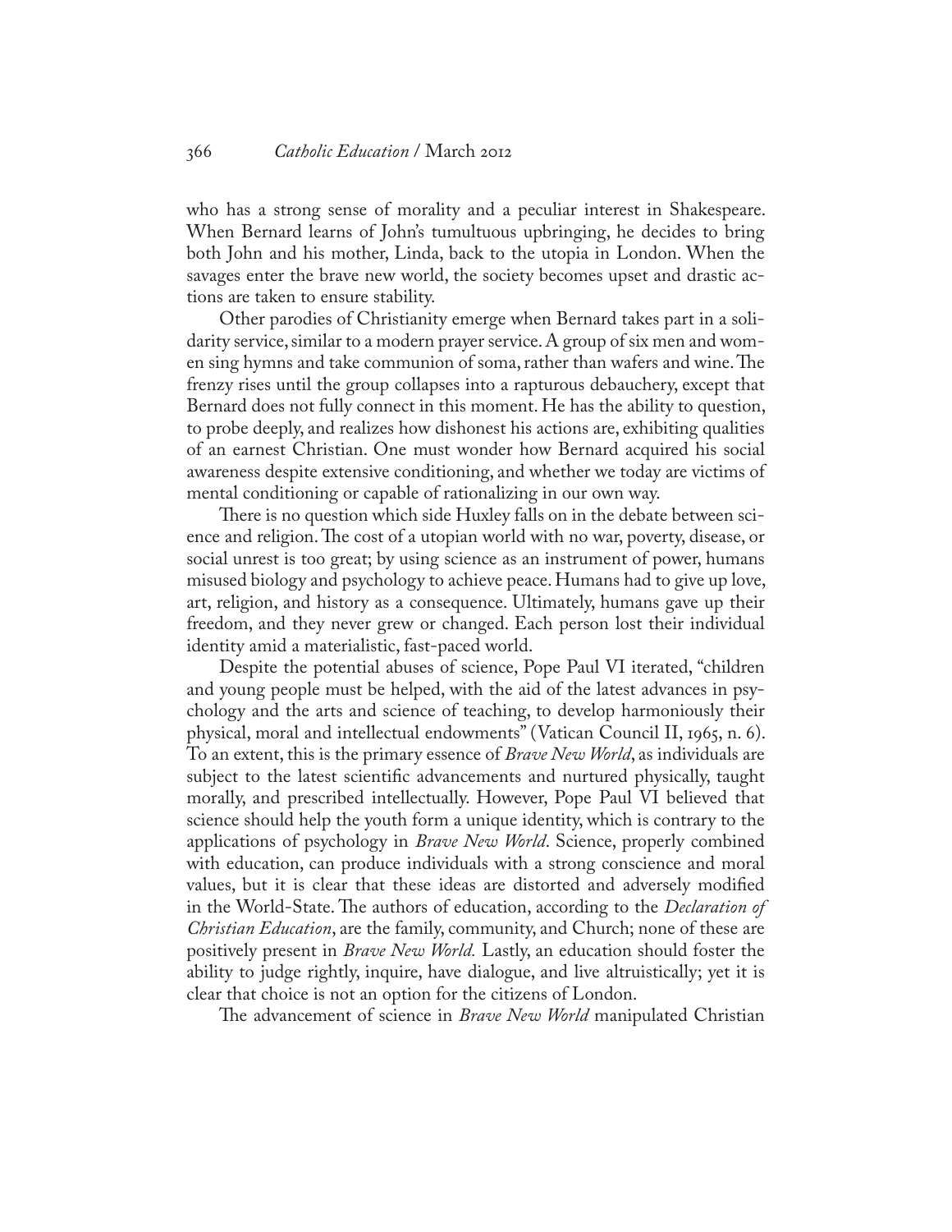who has a strong sense of morality and a peculiar interest in Shakespeare. When Bernard learns of John's tumultuous upbringing, he decides to bring both John and his mother, Linda, back to the utopia in London. When the savages enter the brave new world, the society becomes upset and drastic actions are taken to ensure stability.

Other parodies of Christianity emerge when Bernard takes part in a solidarity service, similar to a modern prayer service. A group of six men and women sing hymns and take communion of soma, rather than wafers and wine. The frenzy rises until the group collapses into a rapturous debauchery, except that Bernard does not fully connect in this moment. He has the ability to question, to probe deeply, and realizes how dishonest his actions are, exhibiting qualities of an earnest Christian. One must wonder how Bernard acquired his social awareness despite extensive conditioning, and whether we today are victims of mental conditioning or capable of rationalizing in our own way.

There is no question which side Huxley falls on in the debate between science and religion. The cost of a utopian world with no war, poverty, disease, or social unrest is too great; by using science as an instrument of power, humans misused biology and psychology to achieve peace. Humans had to give up love, art, religion, and history as a consequence. Ultimately, humans gave up their freedom, and they never grew or changed. Each person lost their individual identity amid a materialistic, fast-paced world.

Despite the potential abuses of science, Pope Paul VI iterated, "children and young people must be helped, with the aid of the latest advances in psychology and the arts and science of teaching, to develop harmoniously their physical, moral and intellectual endowments" (Vatican Council II, 1965, n. 6). To an extent, this is the primary essence of *Brave New World*, as individuals are subject to the latest scientific advancements and nurtured physically, taught morally, and prescribed intellectually. However, Pope Paul VI believed that science should help the youth form a unique identity, which is contrary to the applications of psychology in *Brave New World*. Science, properly combined with education, can produce individuals with a strong conscience and moral values, but it is clear that these ideas are distorted and adversely modified in the World-State. The authors of education, according to the *Declaration of Christian Education*, are the family, community, and Church; none of these are positively present in *Brave New World.* Lastly, an education should foster the ability to judge rightly, inquire, have dialogue, and live altruistically; yet it is clear that choice is not an option for the citizens of London.

The advancement of science in *Brave New World* manipulated Christian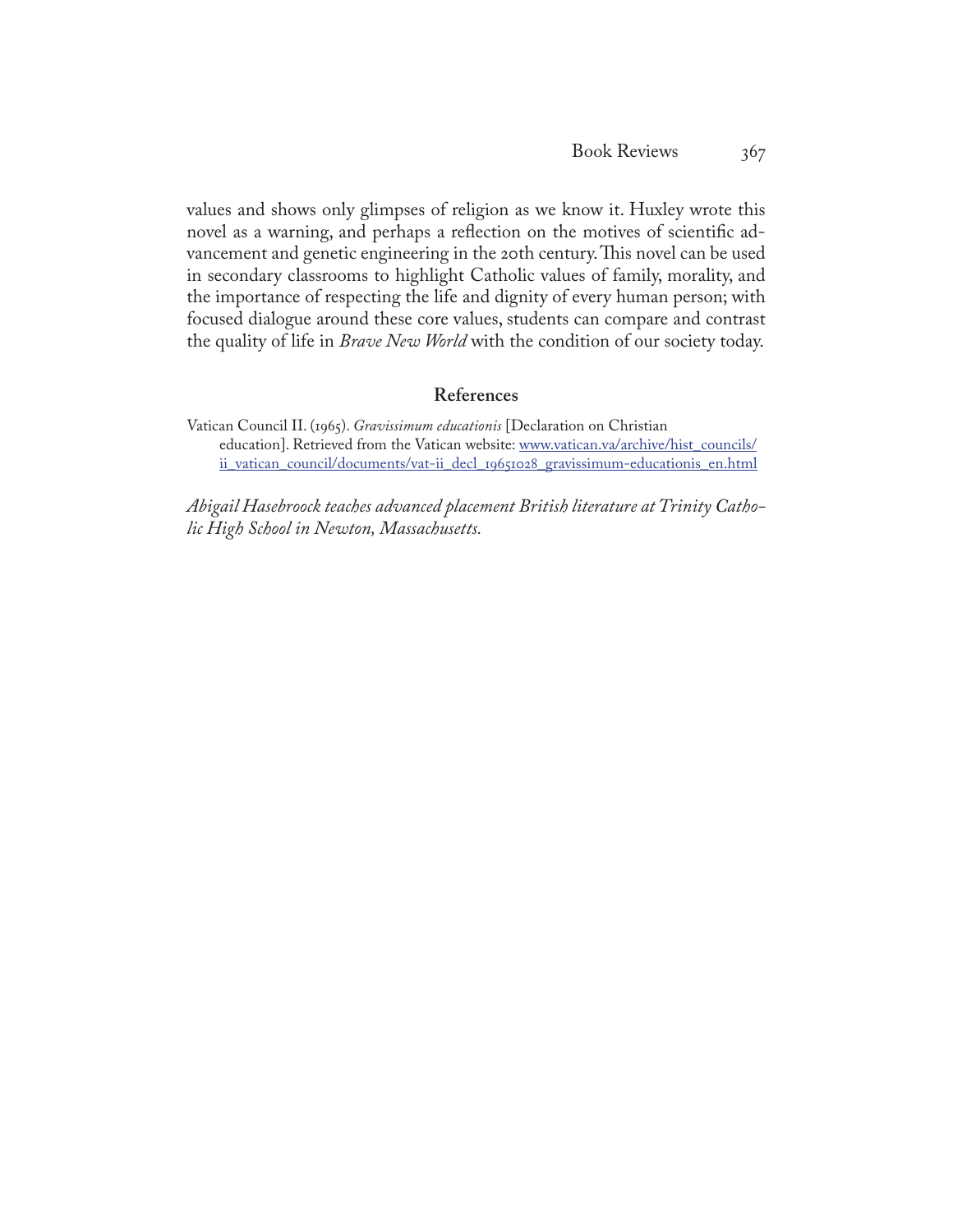values and shows only glimpses of religion as we know it. Huxley wrote this novel as a warning, and perhaps a reflection on the motives of scientific advancement and genetic engineering in the 20th century. This novel can be used in secondary classrooms to highlight Catholic values of family, morality, and the importance of respecting the life and dignity of every human person; with focused dialogue around these core values, students can compare and contrast the quality of life in *Brave New World* with the condition of our society today.

## References

Vatican Council II. (1965). *Gravissimum educationis* [Declaration on Christian education]. Retrieved from the Vatican website: www.vatican.va/archive/hist_councils/ii_vatican_council/documents/vat-ii_decl_19651028_gravissimum-educationis_en.html

*Abigail Hasebroock teaches advanced placement British literature at Trinity Catholic High School in Newton, Massachusetts.*